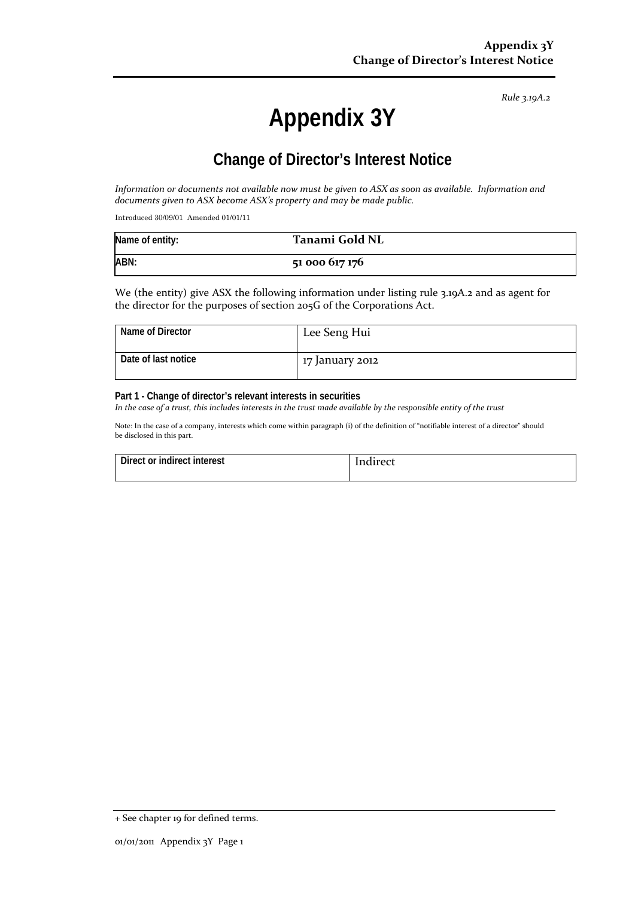*Rule 3.19A.2*

# Appendix 3Y

## Change of Director's Interest Notice

*Information or documents not available now must be given to ASX as soon as available. Information and documents given to ASX become ASX's property and may be made public.*

Introduced 30/09/01 Amended 01/01/11

| Name of entity: | **Tanami Gold NL** |
|---|---|
| ABN: | **51 000 617 176** |

We (the entity) give ASX the following information under listing rule 3.19A.2 and as agent for the director for the purposes of section 205G of the Corporations Act.

| Name of Director | Lee Seng Hui |
|---|---|
| Date of last notice | 17 January 2012 |

**Part 1 - Change of director's relevant interests in securities**

*In the case of a trust, this includes interests in the trust made available by the responsible entity of the trust*

Note: In the case of a company, interests which come within paragraph (i) of the definition of "notifiable interest of a director" should be disclosed in this part.

| Direct or indirect interest | Indirect |
|---|---|

+ See chapter 19 for defined terms.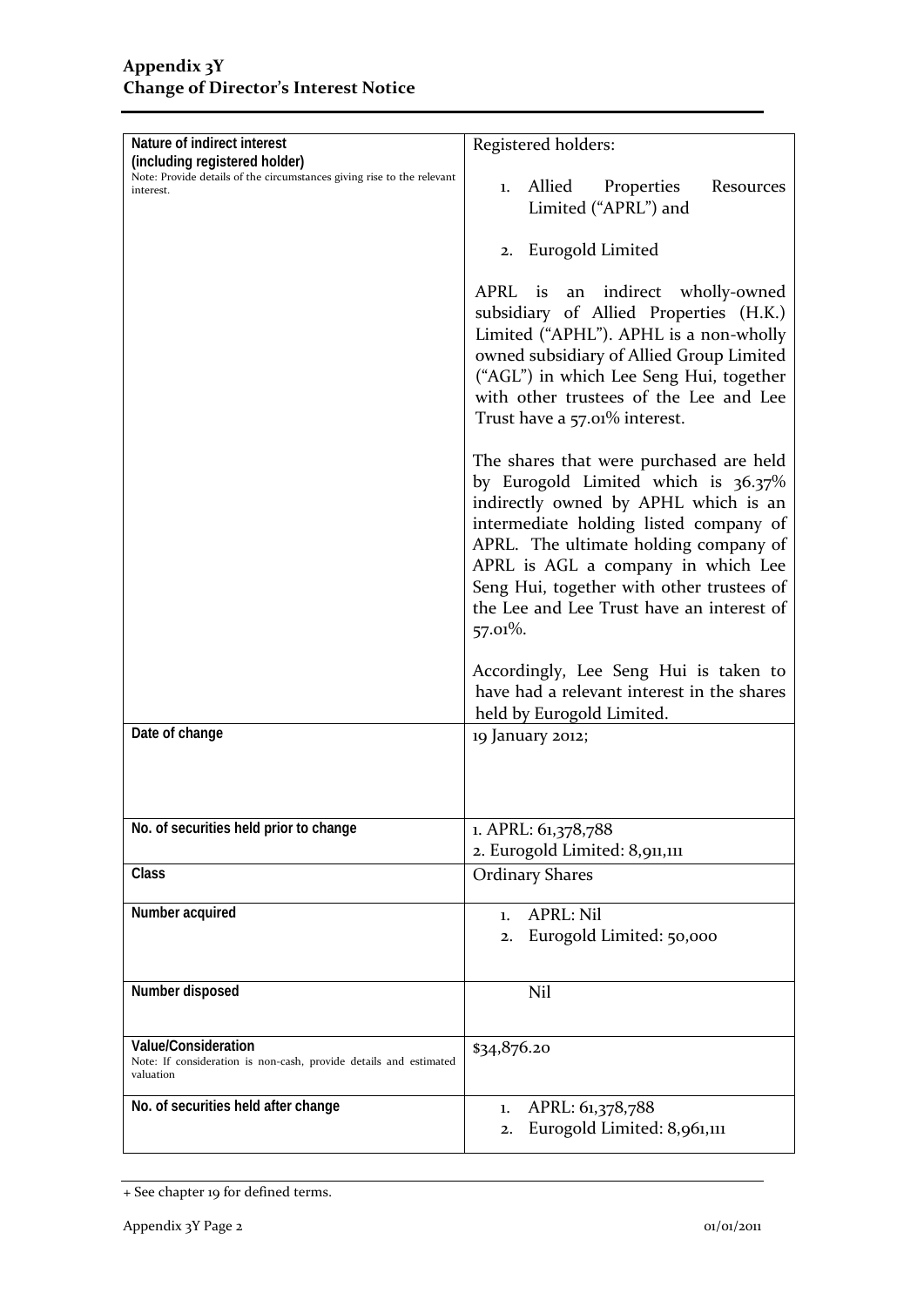## Appendix 3Y
## Change of Director's Interest Notice

| | |
|---|---|
| **Nature of indirect interest (including registered holder)**<br>Note: Provide details of the circumstances giving rise to the relevant interest. | Registered holders:<br><br>1. Allied Properties Resources Limited ("APRL") and<br><br>2. Eurogold Limited<br><br>APRL is an indirect wholly-owned subsidiary of Allied Properties (H.K.) Limited ("APHL"). APHL is a non-wholly owned subsidiary of Allied Group Limited ("AGL") in which Lee Seng Hui, together with other trustees of the Lee and Lee Trust have a 57.01% interest.<br><br>The shares that were purchased are held by Eurogold Limited which is 36.37% indirectly owned by APHL which is an intermediate holding listed company of APRL. The ultimate holding company of APRL is AGL a company in which Lee Seng Hui, together with other trustees of the Lee and Lee Trust have an interest of 57.01%.<br><br>Accordingly, Lee Seng Hui is taken to have had a relevant interest in the shares held by Eurogold Limited. |
| **Date of change** | 19 January 2012; |
| **No. of securities held prior to change** | 1. APRL: 61,378,788<br>2. Eurogold Limited: 8,911,111 |
| **Class** | Ordinary Shares |
| **Number acquired** | 1. APRL: Nil<br>2. Eurogold Limited: 50,000 |
| **Number disposed** | Nil |
| **Value/Consideration**<br>Note: If consideration is non-cash, provide details and estimated valuation | $34,876.20 |
| **No. of securities held after change** | 1. APRL: 61,378,788<br>2. Eurogold Limited: 8,961,111 |

+ See chapter 19 for defined terms.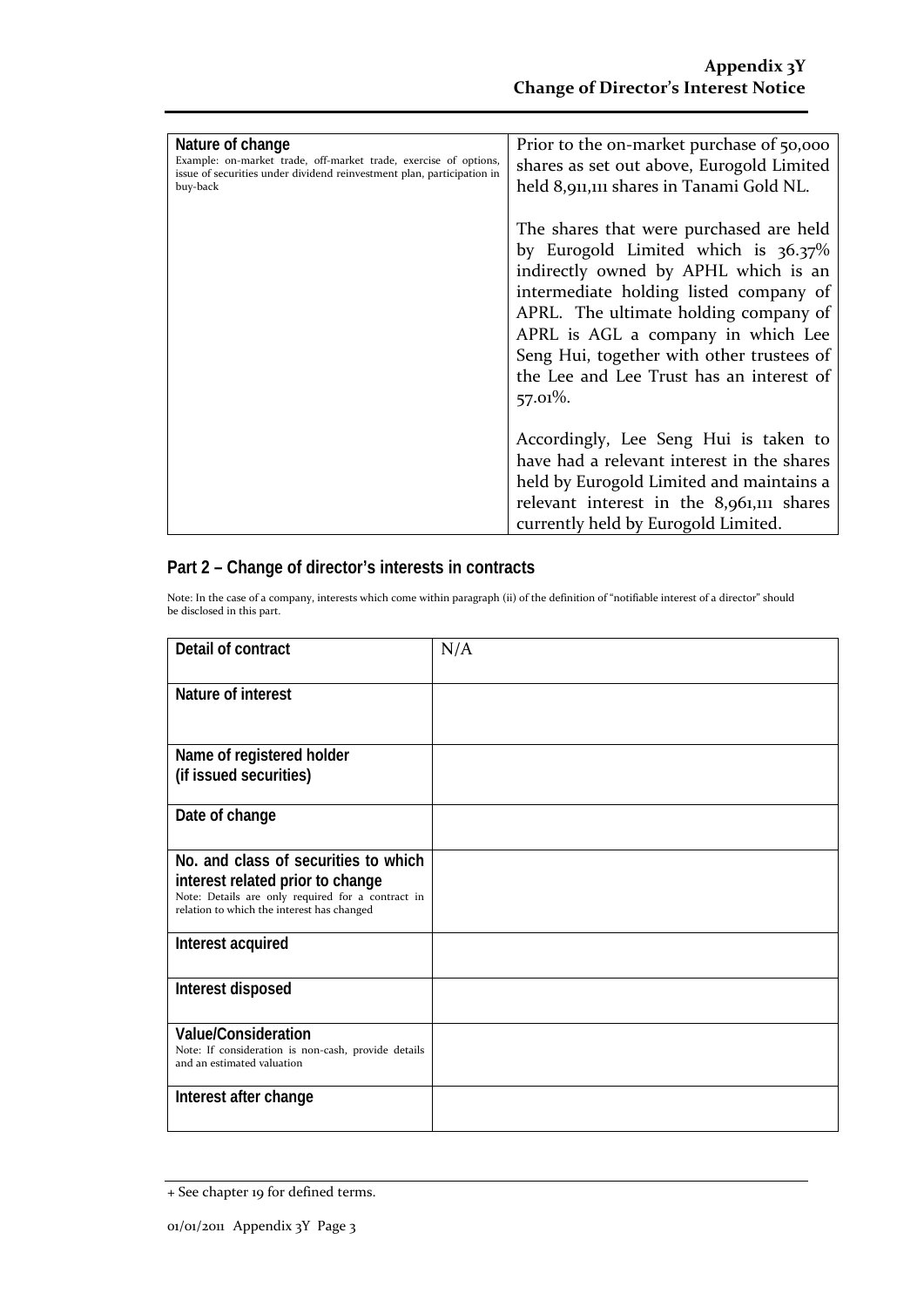| Nature of change<br>Example: on-market trade, off-market trade, exercise of options, issue of securities under dividend reinvestment plan, participation in buy-back | Prior to the on-market purchase of 50,000 shares as set out above, Eurogold Limited held 8,911,111 shares in Tanami Gold NL.<br><br>The shares that were purchased are held by Eurogold Limited which is 36.37% indirectly owned by APHL which is an intermediate holding listed company of APRL. The ultimate holding company of APRL is AGL a company in which Lee Seng Hui, together with other trustees of the Lee and Lee Trust has an interest of 57.01%.<br><br>Accordingly, Lee Seng Hui is taken to have had a relevant interest in the shares held by Eurogold Limited and maintains a relevant interest in the 8,961,111 shares currently held by Eurogold Limited. |
|---|---|

## Part 2 – Change of director's interests in contracts

Note: In the case of a company, interests which come within paragraph (ii) of the definition of "notifiable interest of a director" should be disclosed in this part.

| Detail of contract | N/A |
|---|---|
| Nature of interest | |
| Name of registered holder<br>(if issued securities) | |
| Date of change | |
| No. and class of securities to which interest related prior to change<br>Note: Details are only required for a contract in relation to which the interest has changed | |
| Interest acquired | |
| Interest disposed | |
| Value/Consideration<br>Note: If consideration is non-cash, provide details and an estimated valuation | |
| Interest after change | |

+ See chapter 19 for defined terms.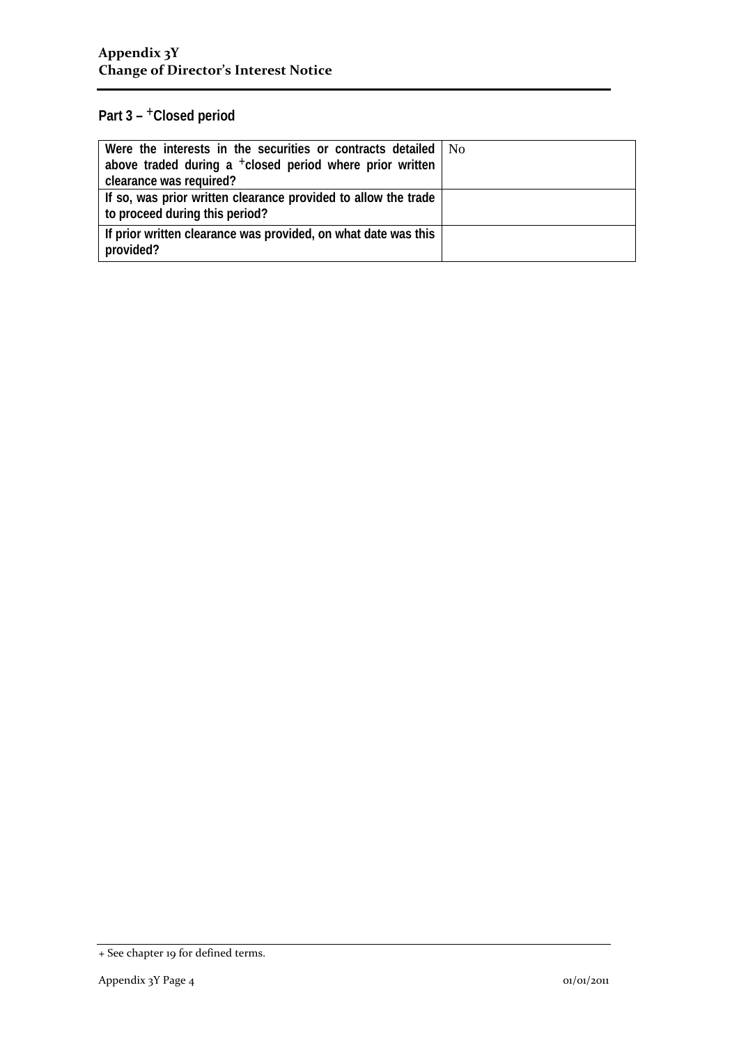## Part 3 – +Closed period

| | |
|---|---|
| Were the interests in the securities or contracts detailed above traded during a +closed period where prior written clearance was required? | No |
| If so, was prior written clearance provided to allow the trade to proceed during this period? | |
| If prior written clearance was provided, on what date was this provided? | |

+ See chapter 19 for defined terms.